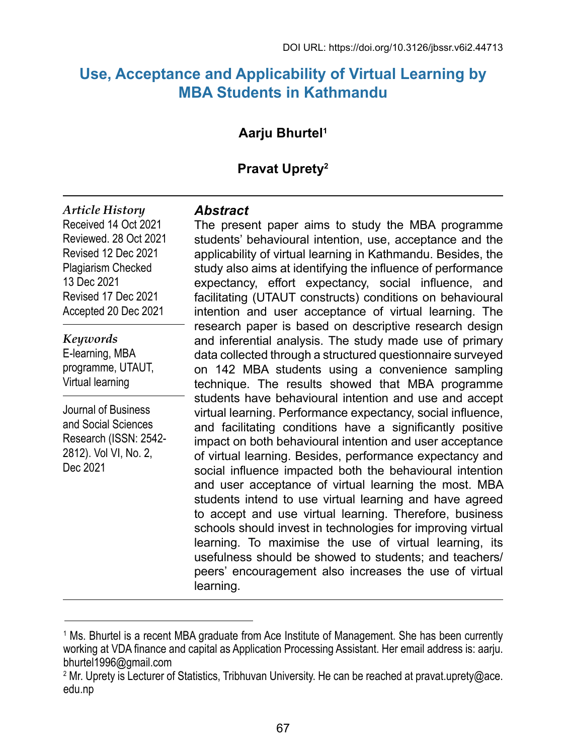DOI URL: https://doi.org/10.3126/jbssr.v6i2.44713

# Use, Acceptance and Applicability of Virtual Learning by MBA Students in Kathmandu

**Aarju Bhurtel**[1]

**Pravat Uprety**[2]

*Article History*
Received 14 Oct 2021
Reviewed. 28 Oct 2021
Revised 12 Dec 2021
Plagiarism Checked 13 Dec 2021
Revised 17 Dec 2021
Accepted 20 Dec 2021

*Keywords*
E-learning, MBA programme, UTAUT, Virtual learning

Journal of Business and Social Sciences Research (ISSN: 2542-2812). Vol VI, No. 2, Dec 2021

## *Abstract*

The present paper aims to study the MBA programme students' behavioural intention, use, acceptance and the applicability of virtual learning in Kathmandu. Besides, the study also aims at identifying the influence of performance expectancy, effort expectancy, social influence, and facilitating (UTAUT constructs) conditions on behavioural intention and user acceptance of virtual learning. The research paper is based on descriptive research design and inferential analysis. The study made use of primary data collected through a structured questionnaire surveyed on 142 MBA students using a convenience sampling technique. The results showed that MBA programme students have behavioural intention and use and accept virtual learning. Performance expectancy, social influence, and facilitating conditions have a significantly positive impact on both behavioural intention and user acceptance of virtual learning. Besides, performance expectancy and social influence impacted both the behavioural intention and user acceptance of virtual learning the most. MBA students intend to use virtual learning and have agreed to accept and use virtual learning. Therefore, business schools should invest in technologies for improving virtual learning. To maximise the use of virtual learning, its usefulness should be showed to students; and teachers/ peers' encouragement also increases the use of virtual learning.

---

[1] Ms. Bhurtel is a recent MBA graduate from Ace Institute of Management. She has been currently working at VDA finance and capital as Application Processing Assistant. Her email address is: aarju.bhurtel1996@gmail.com

[2] Mr. Uprety is Lecturer of Statistics, Tribhuvan University. He can be reached at pravat.uprety@ace.edu.np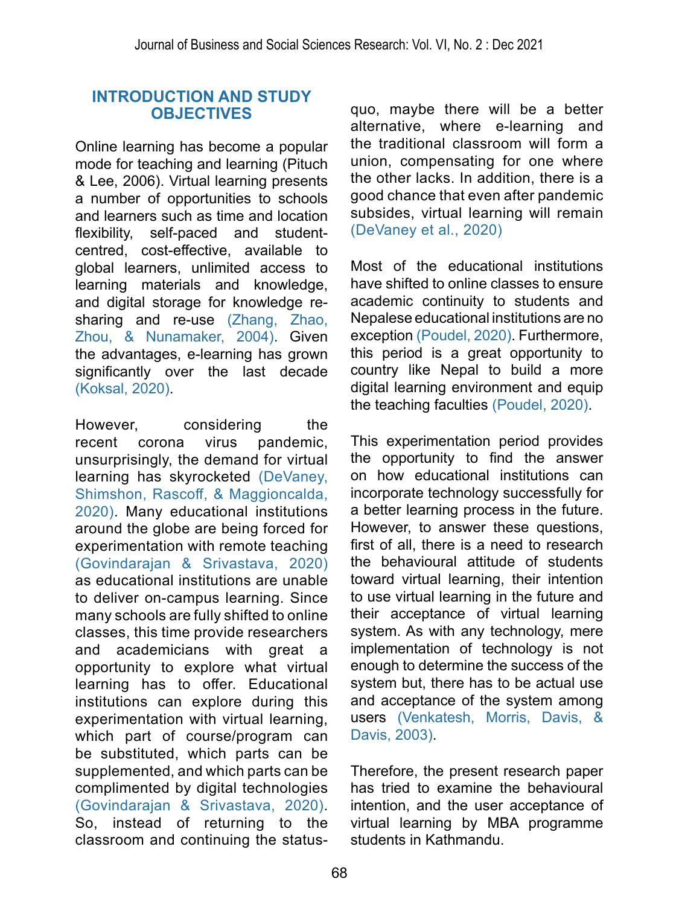## INTRODUCTION AND STUDY OBJECTIVES

Online learning has become a popular mode for teaching and learning (Pituch & Lee, 2006). Virtual learning presents a number of opportunities to schools and learners such as time and location flexibility, self-paced and student-centred, cost-effective, available to global learners, unlimited access to learning materials and knowledge, and digital storage for knowledge re-sharing and re-use (Zhang, Zhao, Zhou, & Nunamaker, 2004). Given the advantages, e-learning has grown significantly over the last decade (Koksal, 2020).

However, considering the recent corona virus pandemic, unsurprisingly, the demand for virtual learning has skyrocketed (DeVaney, Shimshon, Rascoff, & Maggioncalda, 2020). Many educational institutions around the globe are being forced for experimentation with remote teaching (Govindarajan & Srivastava, 2020) as educational institutions are unable to deliver on-campus learning. Since many schools are fully shifted to online classes, this time provide researchers and academicians with great a opportunity to explore what virtual learning has to offer. Educational institutions can explore during this experimentation with virtual learning, which part of course/program can be substituted, which parts can be supplemented, and which parts can be complimented by digital technologies (Govindarajan & Srivastava, 2020). So, instead of returning to the classroom and continuing the status-quo, maybe there will be a better alternative, where e-learning and the traditional classroom will form a union, compensating for one where the other lacks. In addition, there is a good chance that even after pandemic subsides, virtual learning will remain (DeVaney et al., 2020)

Most of the educational institutions have shifted to online classes to ensure academic continuity to students and Nepalese educational institutions are no exception (Poudel, 2020). Furthermore, this period is a great opportunity to country like Nepal to build a more digital learning environment and equip the teaching faculties (Poudel, 2020).

This experimentation period provides the opportunity to find the answer on how educational institutions can incorporate technology successfully for a better learning process in the future. However, to answer these questions, first of all, there is a need to research the behavioural attitude of students toward virtual learning, their intention to use virtual learning in the future and their acceptance of virtual learning system. As with any technology, mere implementation of technology is not enough to determine the success of the system but, there has to be actual use and acceptance of the system among users (Venkatesh, Morris, Davis, & Davis, 2003).

Therefore, the present research paper has tried to examine the behavioural intention, and the user acceptance of virtual learning by MBA programme students in Kathmandu.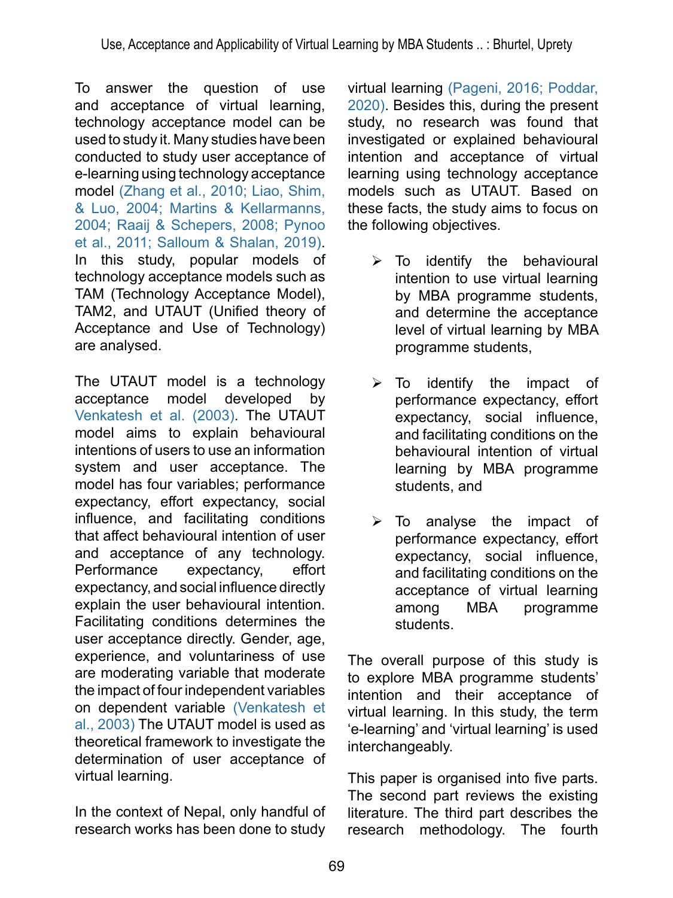To answer the question of use and acceptance of virtual learning, technology acceptance model can be used to study it. Many studies have been conducted to study user acceptance of e-learning using technology acceptance model (Zhang et al., 2010; Liao, Shim, & Luo, 2004; Martins & Kellarmanns, 2004; Raaij & Schepers, 2008; Pynoo et al., 2011; Salloum & Shalan, 2019). In this study, popular models of technology acceptance models such as TAM (Technology Acceptance Model), TAM2, and UTAUT (Unified theory of Acceptance and Use of Technology) are analysed.

The UTAUT model is a technology acceptance model developed by Venkatesh et al. (2003). The UTAUT model aims to explain behavioural intentions of users to use an information system and user acceptance. The model has four variables; performance expectancy, effort expectancy, social influence, and facilitating conditions that affect behavioural intention of user and acceptance of any technology. Performance expectancy, effort expectancy, and social influence directly explain the user behavioural intention. Facilitating conditions determines the user acceptance directly. Gender, age, experience, and voluntariness of use are moderating variable that moderate the impact of four independent variables on dependent variable (Venkatesh et al., 2003) The UTAUT model is used as theoretical framework to investigate the determination of user acceptance of virtual learning.

In the context of Nepal, only handful of research works has been done to study virtual learning (Pageni, 2016; Poddar, 2020). Besides this, during the present study, no research was found that investigated or explained behavioural intention and acceptance of virtual learning using technology acceptance models such as UTAUT. Based on these facts, the study aims to focus on the following objectives.

- To identify the behavioural intention to use virtual learning by MBA programme students, and determine the acceptance level of virtual learning by MBA programme students,
- To identify the impact of performance expectancy, effort expectancy, social influence, and facilitating conditions on the behavioural intention of virtual learning by MBA programme students, and
- To analyse the impact of performance expectancy, effort expectancy, social influence, and facilitating conditions on the acceptance of virtual learning among MBA programme students.

The overall purpose of this study is to explore MBA programme students' intention and their acceptance of virtual learning. In this study, the term 'e-learning' and 'virtual learning' is used interchangeably.

This paper is organised into five parts. The second part reviews the existing literature. The third part describes the research methodology. The fourth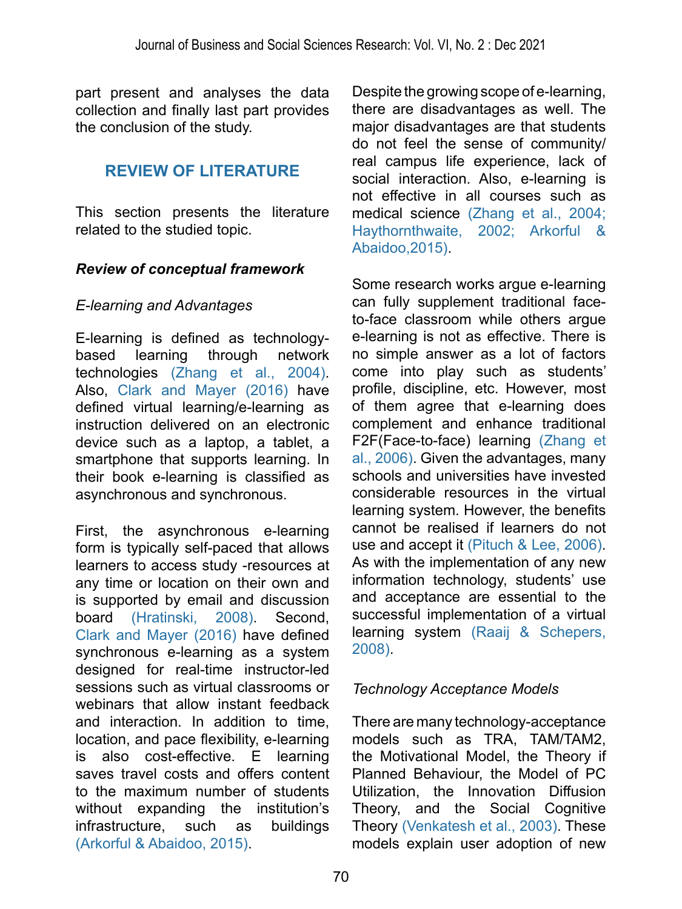part present and analyses the data collection and finally last part provides the conclusion of the study.

## REVIEW OF LITERATURE

This section presents the literature related to the studied topic.

### *Review of conceptual framework*

*E-learning and Advantages*

E-learning is defined as technology-based learning through network technologies (Zhang et al., 2004). Also, Clark and Mayer (2016) have defined virtual learning/e-learning as instruction delivered on an electronic device such as a laptop, a tablet, a smartphone that supports learning. In their book e-learning is classified as asynchronous and synchronous.

First, the asynchronous e-learning form is typically self-paced that allows learners to access study -resources at any time or location on their own and is supported by email and discussion board (Hratinski, 2008). Second, Clark and Mayer (2016) have defined synchronous e-learning as a system designed for real-time instructor-led sessions such as virtual classrooms or webinars that allow instant feedback and interaction. In addition to time, location, and pace flexibility, e-learning is also cost-effective. E learning saves travel costs and offers content to the maximum number of students without expanding the institution's infrastructure, such as buildings (Arkorful & Abaidoo, 2015).

Despite the growing scope of e-learning, there are disadvantages as well. The major disadvantages are that students do not feel the sense of community/ real campus life experience, lack of social interaction. Also, e-learning is not effective in all courses such as medical science (Zhang et al., 2004; Haythornthwaite, 2002; Arkorful & Abaidoo,2015).

Some research works argue e-learning can fully supplement traditional face-to-face classroom while others argue e-learning is not as effective. There is no simple answer as a lot of factors come into play such as students' profile, discipline, etc. However, most of them agree that e-learning does complement and enhance traditional F2F(Face-to-face) learning (Zhang et al., 2006). Given the advantages, many schools and universities have invested considerable resources in the virtual learning system. However, the benefits cannot be realised if learners do not use and accept it (Pituch & Lee, 2006). As with the implementation of any new information technology, students' use and acceptance are essential to the successful implementation of a virtual learning system (Raaij & Schepers, 2008).

*Technology Acceptance Models*

There are many technology-acceptance models such as TRA, TAM/TAM2, the Motivational Model, the Theory if Planned Behaviour, the Model of PC Utilization, the Innovation Diffusion Theory, and the Social Cognitive Theory (Venkatesh et al., 2003). These models explain user adoption of new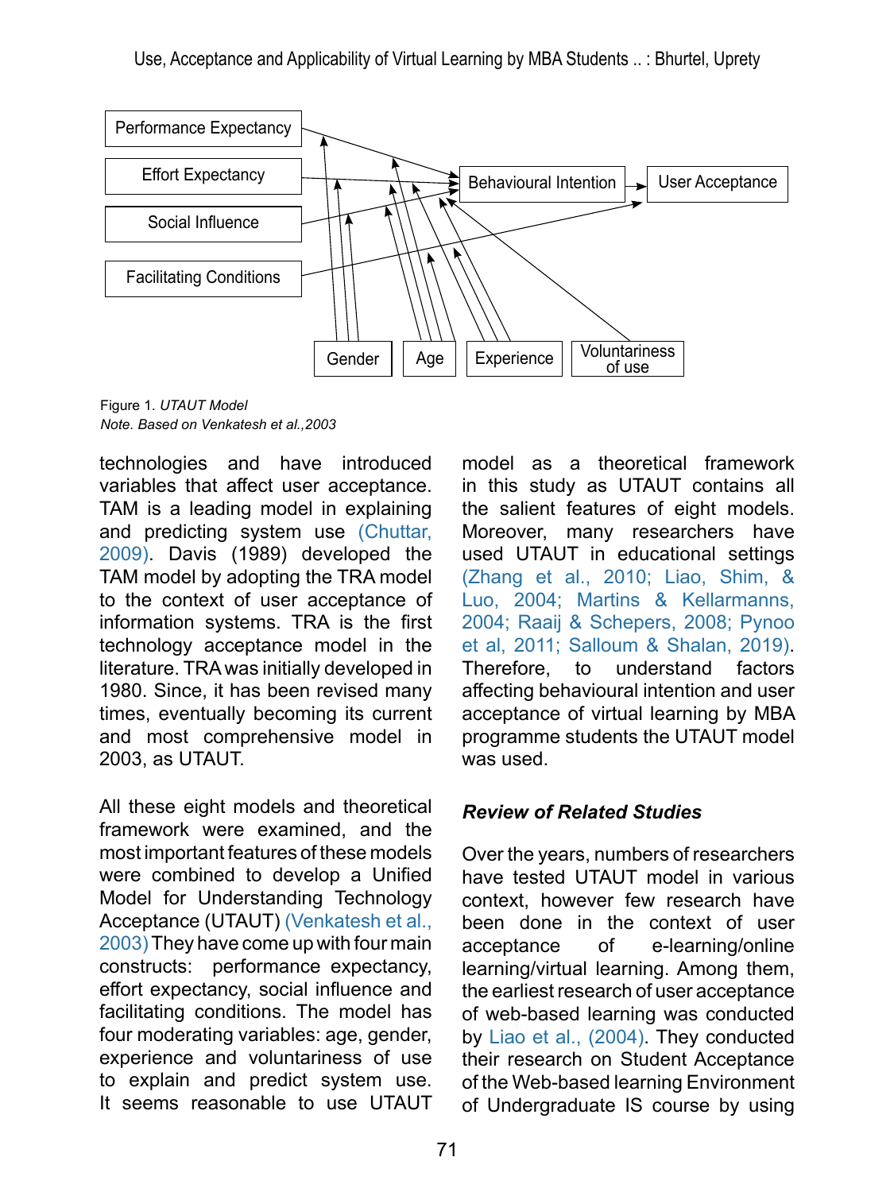Figure 1. *UTAUT Model*
*Note. Based on Venkatesh et al.,2003*

technologies and have introduced variables that affect user acceptance. TAM is a leading model in explaining and predicting system use (Chuttar, 2009). Davis (1989) developed the TAM model by adopting the TRA model to the context of user acceptance of information systems. TRA is the first technology acceptance model in the literature. TRA was initially developed in 1980. Since, it has been revised many times, eventually becoming its current and most comprehensive model in 2003, as UTAUT.

All these eight models and theoretical framework were examined, and the most important features of these models were combined to develop a Unified Model for Understanding Technology Acceptance (UTAUT) (Venkatesh et al., 2003) They have come up with four main constructs: performance expectancy, effort expectancy, social influence and facilitating conditions. The model has four moderating variables: age, gender, experience and voluntariness of use to explain and predict system use. It seems reasonable to use UTAUT model as a theoretical framework in this study as UTAUT contains all the salient features of eight models. Moreover, many researchers have used UTAUT in educational settings (Zhang et al., 2010; Liao, Shim, & Luo, 2004; Martins & Kellarmanns, 2004; Raaij & Schepers, 2008; Pynoo et al, 2011; Salloum & Shalan, 2019). Therefore, to understand factors affecting behavioural intention and user acceptance of virtual learning by MBA programme students the UTAUT model was used.

### *Review of Related Studies*

Over the years, numbers of researchers have tested UTAUT model in various context, however few research have been done in the context of user acceptance of e-learning/online learning/virtual learning. Among them, the earliest research of user acceptance of web-based learning was conducted by Liao et al., (2004). They conducted their research on Student Acceptance of the Web-based learning Environment of Undergraduate IS course by using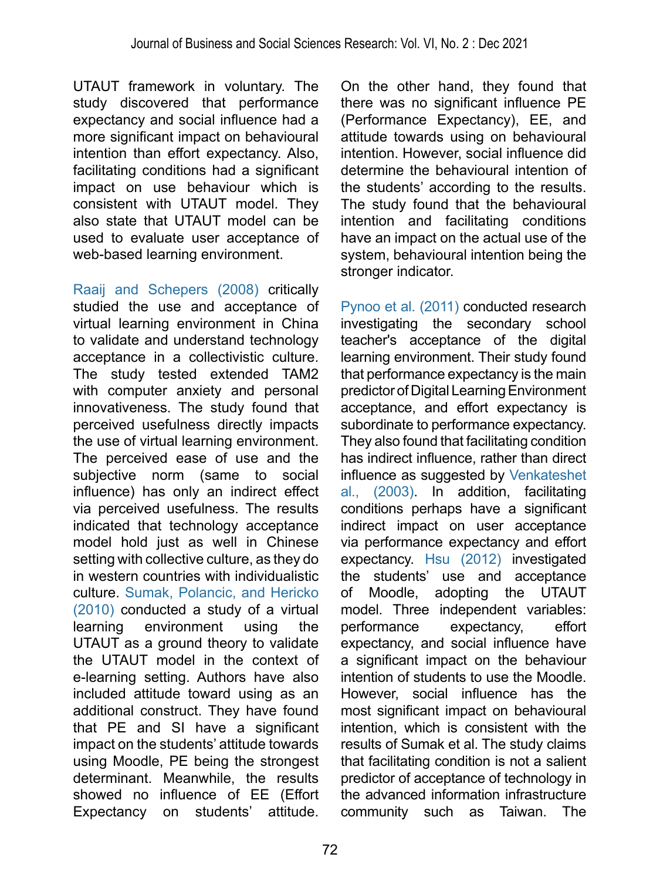UTAUT framework in voluntary. The study discovered that performance expectancy and social influence had a more significant impact on behavioural intention than effort expectancy. Also, facilitating conditions had a significant impact on use behaviour which is consistent with UTAUT model. They also state that UTAUT model can be used to evaluate user acceptance of web-based learning environment.

Raaij and Schepers (2008) critically studied the use and acceptance of virtual learning environment in China to validate and understand technology acceptance in a collectivistic culture. The study tested extended TAM2 with computer anxiety and personal innovativeness. The study found that perceived usefulness directly impacts the use of virtual learning environment. The perceived ease of use and the subjective norm (same to social influence) has only an indirect effect via perceived usefulness. The results indicated that technology acceptance model hold just as well in Chinese setting with collective culture, as they do in western countries with individualistic culture. Sumak, Polancic, and Hericko (2010) conducted a study of a virtual learning environment using the UTAUT as a ground theory to validate the UTAUT model in the context of e-learning setting. Authors have also included attitude toward using as an additional construct. They have found that PE and SI have a significant impact on the students' attitude towards using Moodle, PE being the strongest determinant. Meanwhile, the results showed no influence of EE (Effort Expectancy on students' attitude. On the other hand, they found that there was no significant influence PE (Performance Expectancy), EE, and attitude towards using on behavioural intention. However, social influence did determine the behavioural intention of the students' according to the results. The study found that the behavioural intention and facilitating conditions have an impact on the actual use of the system, behavioural intention being the stronger indicator.

Pynoo et al. (2011) conducted research investigating the secondary school teacher's acceptance of the digital learning environment. Their study found that performance expectancy is the main predictor of Digital Learning Environment acceptance, and effort expectancy is subordinate to performance expectancy. They also found that facilitating condition has indirect influence, rather than direct influence as suggested by Venkateshet al., (2003). In addition, facilitating conditions perhaps have a significant indirect impact on user acceptance via performance expectancy and effort expectancy. Hsu (2012) investigated the students' use and acceptance of Moodle, adopting the UTAUT model. Three independent variables: performance expectancy, effort expectancy, and social influence have a significant impact on the behaviour intention of students to use the Moodle. However, social influence has the most significant impact on behavioural intention, which is consistent with the results of Sumak et al. The study claims that facilitating condition is not a salient predictor of acceptance of technology in the advanced information infrastructure community such as Taiwan. The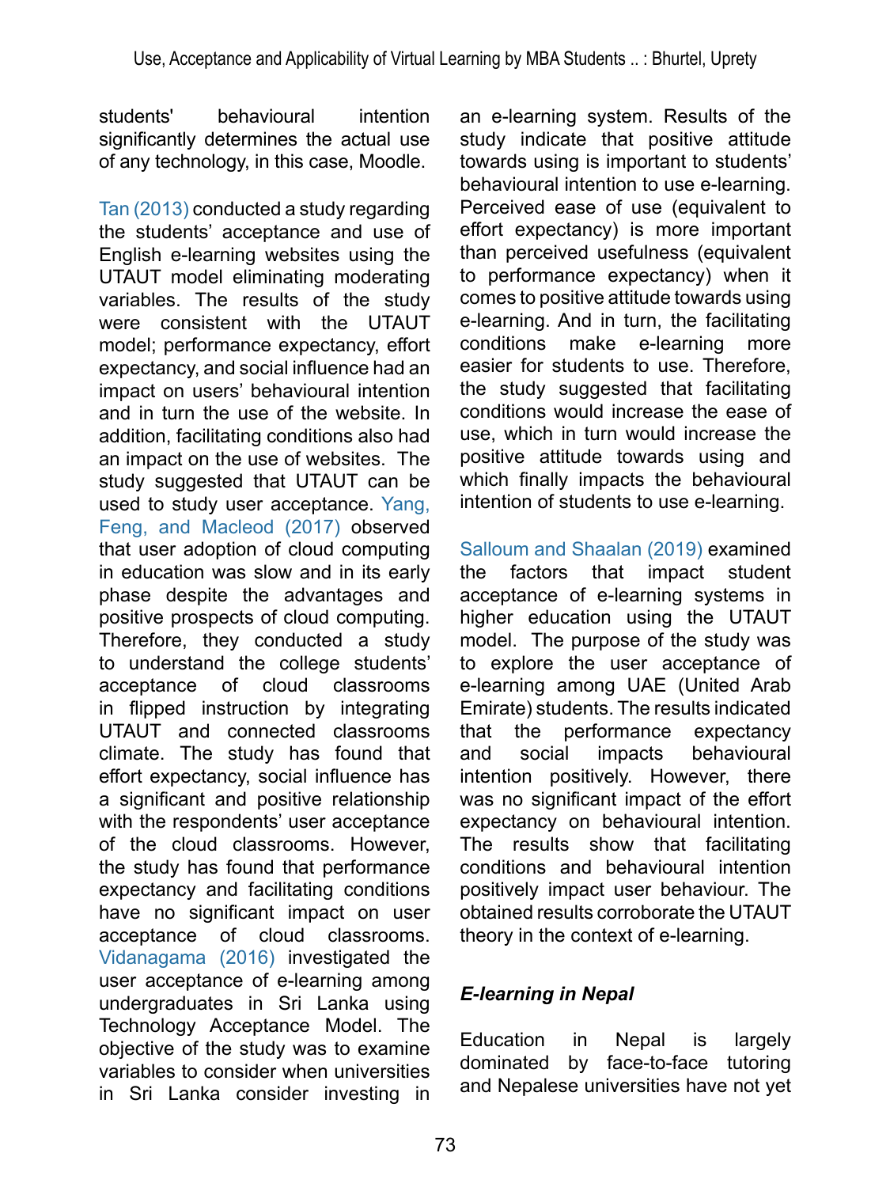students' behavioural intention significantly determines the actual use of any technology, in this case, Moodle.

Tan (2013) conducted a study regarding the students' acceptance and use of English e-learning websites using the UTAUT model eliminating moderating variables. The results of the study were consistent with the UTAUT model; performance expectancy, effort expectancy, and social influence had an impact on users' behavioural intention and in turn the use of the website. In addition, facilitating conditions also had an impact on the use of websites. The study suggested that UTAUT can be used to study user acceptance. Yang, Feng, and Macleod (2017) observed that user adoption of cloud computing in education was slow and in its early phase despite the advantages and positive prospects of cloud computing. Therefore, they conducted a study to understand the college students' acceptance of cloud classrooms in flipped instruction by integrating UTAUT and connected classrooms climate. The study has found that effort expectancy, social influence has a significant and positive relationship with the respondents' user acceptance of the cloud classrooms. However, the study has found that performance expectancy and facilitating conditions have no significant impact on user acceptance of cloud classrooms. Vidanagama (2016) investigated the user acceptance of e-learning among undergraduates in Sri Lanka using Technology Acceptance Model. The objective of the study was to examine variables to consider when universities in Sri Lanka consider investing in an e-learning system. Results of the study indicate that positive attitude towards using is important to students' behavioural intention to use e-learning. Perceived ease of use (equivalent to effort expectancy) is more important than perceived usefulness (equivalent to performance expectancy) when it comes to positive attitude towards using e-learning. And in turn, the facilitating conditions make e-learning more easier for students to use. Therefore, the study suggested that facilitating conditions would increase the ease of use, which in turn would increase the positive attitude towards using and which finally impacts the behavioural intention of students to use e-learning.

Salloum and Shaalan (2019) examined the factors that impact student acceptance of e-learning systems in higher education using the UTAUT model. The purpose of the study was to explore the user acceptance of e-learning among UAE (United Arab Emirate) students. The results indicated that the performance expectancy and social impacts behavioural intention positively. However, there was no significant impact of the effort expectancy on behavioural intention. The results show that facilitating conditions and behavioural intention positively impact user behaviour. The obtained results corroborate the UTAUT theory in the context of e-learning.

### *E-learning in Nepal*

Education in Nepal is largely dominated by face-to-face tutoring and Nepalese universities have not yet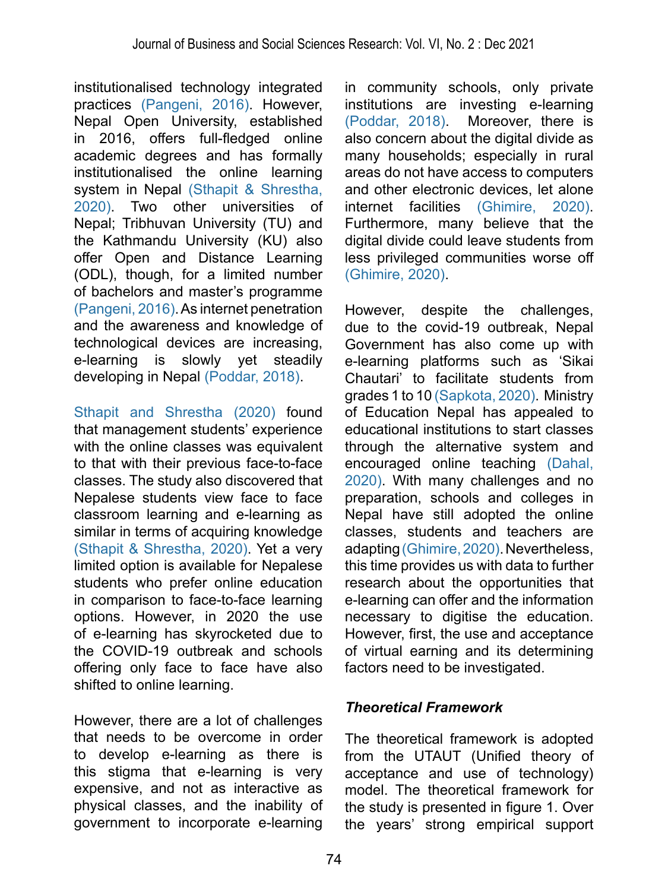institutionalised technology integrated practices (Pangeni, 2016). However, Nepal Open University, established in 2016, offers full-fledged online academic degrees and has formally institutionalised the online learning system in Nepal (Sthapit & Shrestha, 2020). Two other universities of Nepal; Tribhuvan University (TU) and the Kathmandu University (KU) also offer Open and Distance Learning (ODL), though, for a limited number of bachelors and master's programme (Pangeni, 2016). As internet penetration and the awareness and knowledge of technological devices are increasing, e-learning is slowly yet steadily developing in Nepal (Poddar, 2018).

Sthapit and Shrestha (2020) found that management students' experience with the online classes was equivalent to that with their previous face-to-face classes. The study also discovered that Nepalese students view face to face classroom learning and e-learning as similar in terms of acquiring knowledge (Sthapit & Shrestha, 2020). Yet a very limited option is available for Nepalese students who prefer online education in comparison to face-to-face learning options. However, in 2020 the use of e-learning has skyrocketed due to the COVID-19 outbreak and schools offering only face to face have also shifted to online learning.

However, there are a lot of challenges that needs to be overcome in order to develop e-learning as there is this stigma that e-learning is very expensive, and not as interactive as physical classes, and the inability of government to incorporate e-learning in community schools, only private institutions are investing e-learning (Poddar, 2018). Moreover, there is also concern about the digital divide as many households; especially in rural areas do not have access to computers and other electronic devices, let alone internet facilities (Ghimire, 2020). Furthermore, many believe that the digital divide could leave students from less privileged communities worse off (Ghimire, 2020).

However, despite the challenges, due to the covid-19 outbreak, Nepal Government has also come up with e-learning platforms such as 'Sikai Chautari' to facilitate students from grades 1 to 10 (Sapkota, 2020). Ministry of Education Nepal has appealed to educational institutions to start classes through the alternative system and encouraged online teaching (Dahal, 2020). With many challenges and no preparation, schools and colleges in Nepal have still adopted the online classes, students and teachers are adapting (Ghimire, 2020). Nevertheless, this time provides us with data to further research about the opportunities that e-learning can offer and the information necessary to digitise the education. However, first, the use and acceptance of virtual earning and its determining factors need to be investigated.

### *Theoretical Framework*

The theoretical framework is adopted from the UTAUT (Unified theory of acceptance and use of technology) model. The theoretical framework for the study is presented in figure 1. Over the years' strong empirical support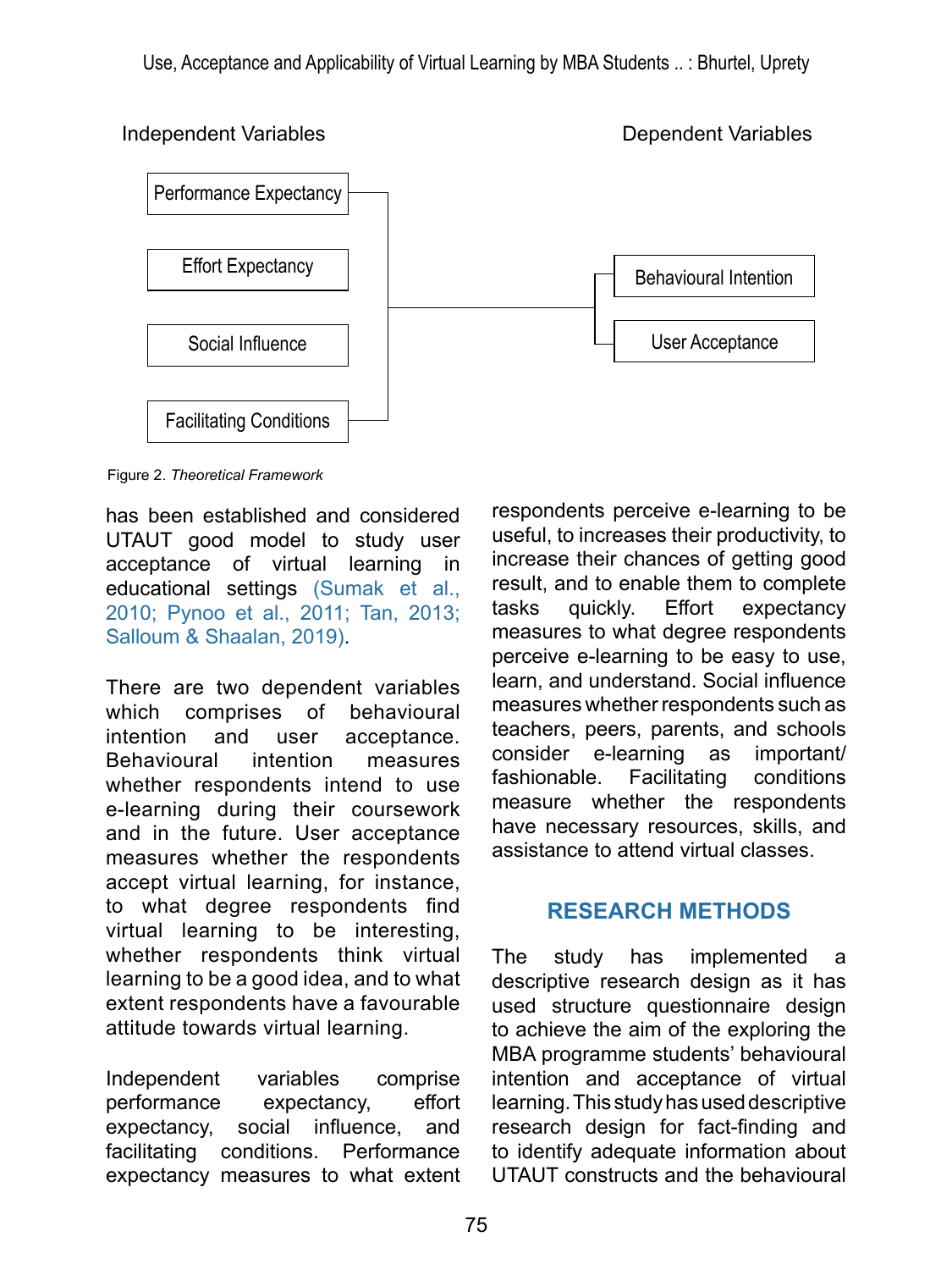Independent Variables

Dependent Variables

Performance Expectancy

Effort Expectancy

Social Influence

Facilitating Conditions

Behavioural Intention

User Acceptance

Figure 2. *Theoretical Framework*

has been established and considered UTAUT good model to study user acceptance of virtual learning in educational settings (Sumak et al., 2010; Pynoo et al., 2011; Tan, 2013; Salloum & Shaalan, 2019).

There are two dependent variables which comprises of behavioural intention and user acceptance. Behavioural intention measures whether respondents intend to use e-learning during their coursework and in the future. User acceptance measures whether the respondents accept virtual learning, for instance, to what degree respondents find virtual learning to be interesting, whether respondents think virtual learning to be a good idea, and to what extent respondents have a favourable attitude towards virtual learning.

Independent variables comprise performance expectancy, effort expectancy, social influence, and facilitating conditions. Performance expectancy measures to what extent respondents perceive e-learning to be useful, to increases their productivity, to increase their chances of getting good result, and to enable them to complete tasks quickly. Effort expectancy measures to what degree respondents perceive e-learning to be easy to use, learn, and understand. Social influence measures whether respondents such as teachers, peers, parents, and schools consider e-learning as important/ fashionable. Facilitating conditions measure whether the respondents have necessary resources, skills, and assistance to attend virtual classes.

## RESEARCH METHODS

The study has implemented a descriptive research design as it has used structure questionnaire design to achieve the aim of the exploring the MBA programme students' behavioural intention and acceptance of virtual learning. This study has used descriptive research design for fact-finding and to identify adequate information about UTAUT constructs and the behavioural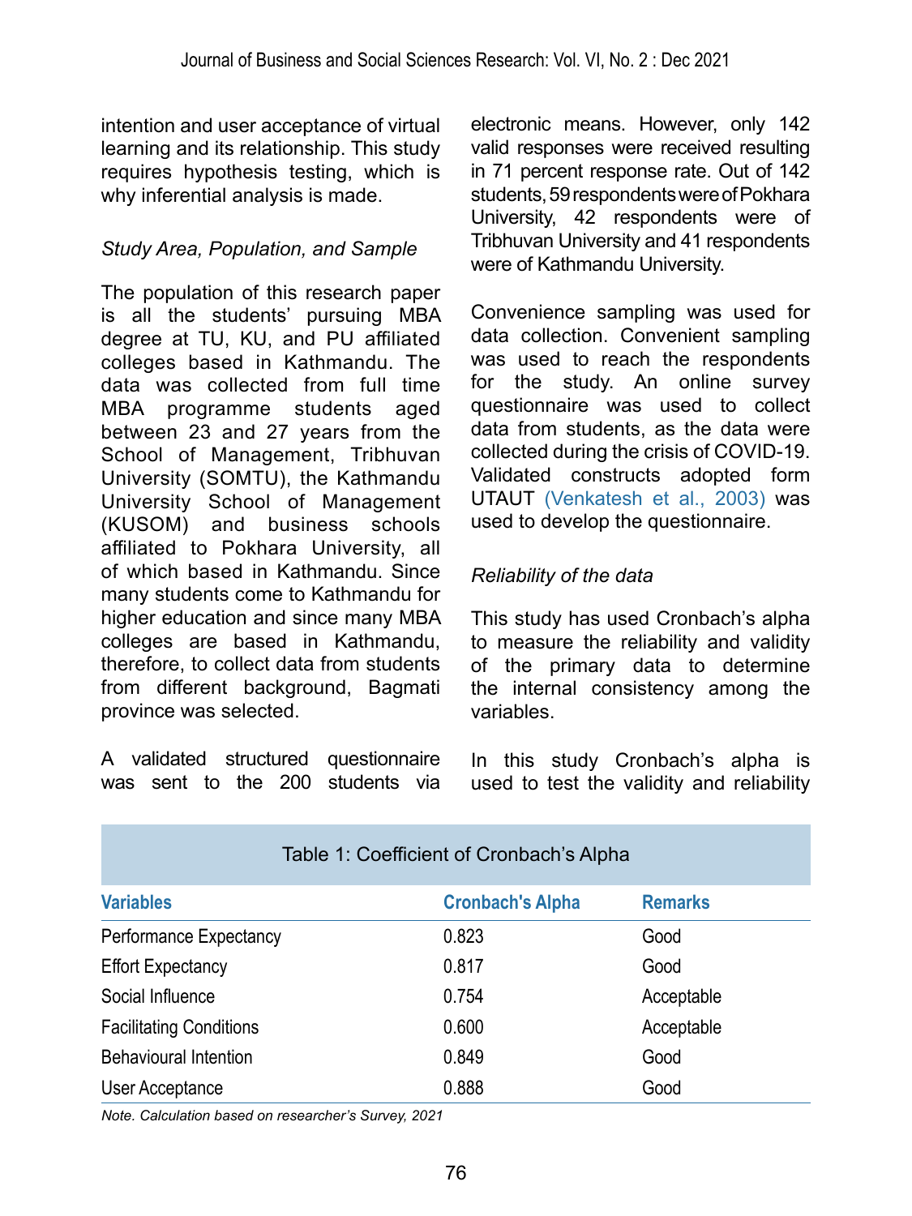intention and user acceptance of virtual learning and its relationship. This study requires hypothesis testing, which is why inferential analysis is made.

*Study Area, Population, and Sample*

The population of this research paper is all the students' pursuing MBA degree at TU, KU, and PU affiliated colleges based in Kathmandu. The data was collected from full time MBA programme students aged between 23 and 27 years from the School of Management, Tribhuvan University (SOMTU), the Kathmandu University School of Management (KUSOM) and business schools affiliated to Pokhara University, all of which based in Kathmandu. Since many students come to Kathmandu for higher education and since many MBA colleges are based in Kathmandu, therefore, to collect data from students from different background, Bagmati province was selected.

A validated structured questionnaire was sent to the 200 students via electronic means. However, only 142 valid responses were received resulting in 71 percent response rate. Out of 142 students, 59 respondents were of Pokhara University, 42 respondents were of Tribhuvan University and 41 respondents were of Kathmandu University.

Convenience sampling was used for data collection. Convenient sampling was used to reach the respondents for the study. An online survey questionnaire was used to collect data from students, as the data were collected during the crisis of COVID-19. Validated constructs adopted form UTAUT (Venkatesh et al., 2003) was used to develop the questionnaire.

*Reliability of the data*

This study has used Cronbach's alpha to measure the reliability and validity of the primary data to determine the internal consistency among the variables.

In this study Cronbach's alpha is used to test the validity and reliability

Table 1: Coefficient of Cronbach's Alpha

| Variables | Cronbach's Alpha | Remarks |
|---|---|---|
| Performance Expectancy | 0.823 | Good |
| Effort Expectancy | 0.817 | Good |
| Social Influence | 0.754 | Acceptable |
| Facilitating Conditions | 0.600 | Acceptable |
| Behavioural Intention | 0.849 | Good |
| User Acceptance | 0.888 | Good |

*Note. Calculation based on researcher's Survey, 2021*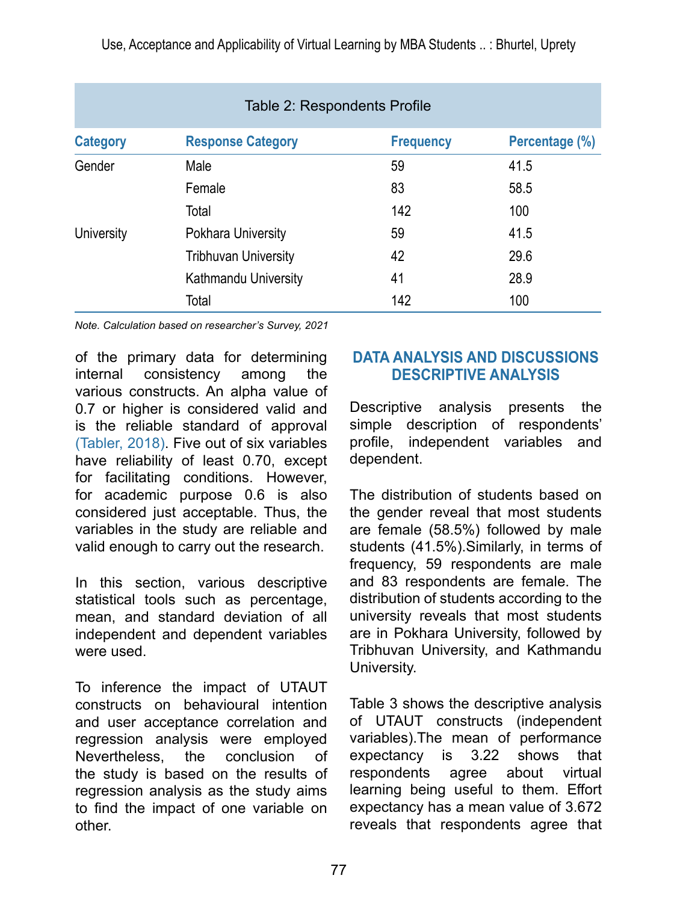Table 2: Respondents Profile

| Category | Response Category | Frequency | Percentage (%) |
|---|---|---|---|
| Gender | Male | 59 | 41.5 |
| | Female | 83 | 58.5 |
| | Total | 142 | 100 |
| University | Pokhara University | 59 | 41.5 |
| | Tribhuvan University | 42 | 29.6 |
| | Kathmandu University | 41 | 28.9 |
| | Total | 142 | 100 |

*Note. Calculation based on researcher's Survey, 2021*

of the primary data for determining internal consistency among the various constructs. An alpha value of 0.7 or higher is considered valid and is the reliable standard of approval (Tabler, 2018). Five out of six variables have reliability of least 0.70, except for facilitating conditions. However, for academic purpose 0.6 is also considered just acceptable. Thus, the variables in the study are reliable and valid enough to carry out the research.

In this section, various descriptive statistical tools such as percentage, mean, and standard deviation of all independent and dependent variables were used.

To inference the impact of UTAUT constructs on behavioural intention and user acceptance correlation and regression analysis were employed Nevertheless, the conclusion of the study is based on the results of regression analysis as the study aims to find the impact of one variable on other.

## DATA ANALYSIS AND DISCUSSIONS DESCRIPTIVE ANALYSIS

Descriptive analysis presents the simple description of respondents' profile, independent variables and dependent.

The distribution of students based on the gender reveal that most students are female (58.5%) followed by male students (41.5%).Similarly, in terms of frequency, 59 respondents are male and 83 respondents are female. The distribution of students according to the university reveals that most students are in Pokhara University, followed by Tribhuvan University, and Kathmandu University.

Table 3 shows the descriptive analysis of UTAUT constructs (independent variables).The mean of performance expectancy is 3.22 shows that respondents agree about virtual learning being useful to them. Effort expectancy has a mean value of 3.672 reveals that respondents agree that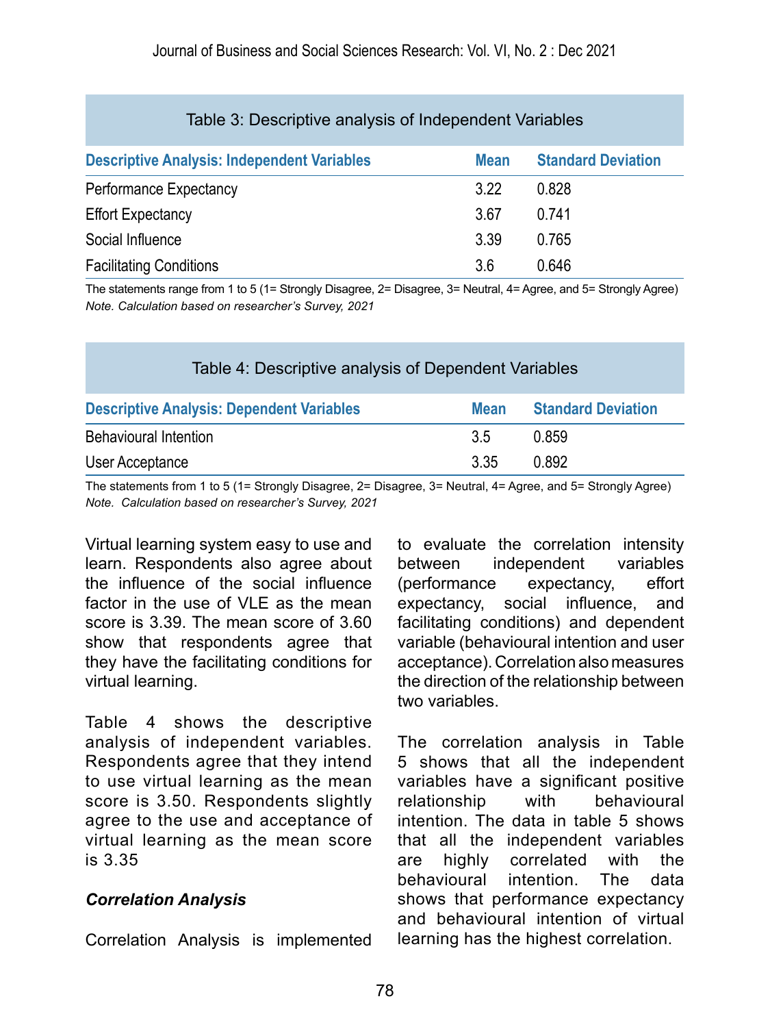Table 3: Descriptive analysis of Independent Variables

| Descriptive Analysis: Independent Variables | Mean | Standard Deviation |
|---|---|---|
| Performance Expectancy | 3.22 | 0.828 |
| Effort Expectancy | 3.67 | 0.741 |
| Social Influence | 3.39 | 0.765 |
| Facilitating Conditions | 3.6 | 0.646 |

The statements range from 1 to 5 (1= Strongly Disagree, 2= Disagree, 3= Neutral, 4= Agree, and 5= Strongly Agree)
*Note. Calculation based on researcher's Survey, 2021*

Table 4: Descriptive analysis of Dependent Variables

| Descriptive Analysis: Dependent Variables | Mean | Standard Deviation |
|---|---|---|
| Behavioural Intention | 3.5 | 0.859 |
| User Acceptance | 3.35 | 0.892 |

The statements from 1 to 5 (1= Strongly Disagree, 2= Disagree, 3= Neutral, 4= Agree, and 5= Strongly Agree)
*Note. Calculation based on researcher's Survey, 2021*

Virtual learning system easy to use and learn. Respondents also agree about the influence of the social influence factor in the use of VLE as the mean score is 3.39. The mean score of 3.60 show that respondents agree that they have the facilitating conditions for virtual learning.

Table 4 shows the descriptive analysis of independent variables. Respondents agree that they intend to use virtual learning as the mean score is 3.50. Respondents slightly agree to the use and acceptance of virtual learning as the mean score is 3.35

***Correlation Analysis***

Correlation Analysis is implemented to evaluate the correlation intensity between independent variables (performance expectancy, effort expectancy, social influence, and facilitating conditions) and dependent variable (behavioural intention and user acceptance). Correlation also measures the direction of the relationship between two variables.

The correlation analysis in Table 5 shows that all the independent variables have a significant positive relationship with behavioural intention. The data in table 5 shows that all the independent variables are highly correlated with the behavioural intention. The data shows that performance expectancy and behavioural intention of virtual learning has the highest correlation.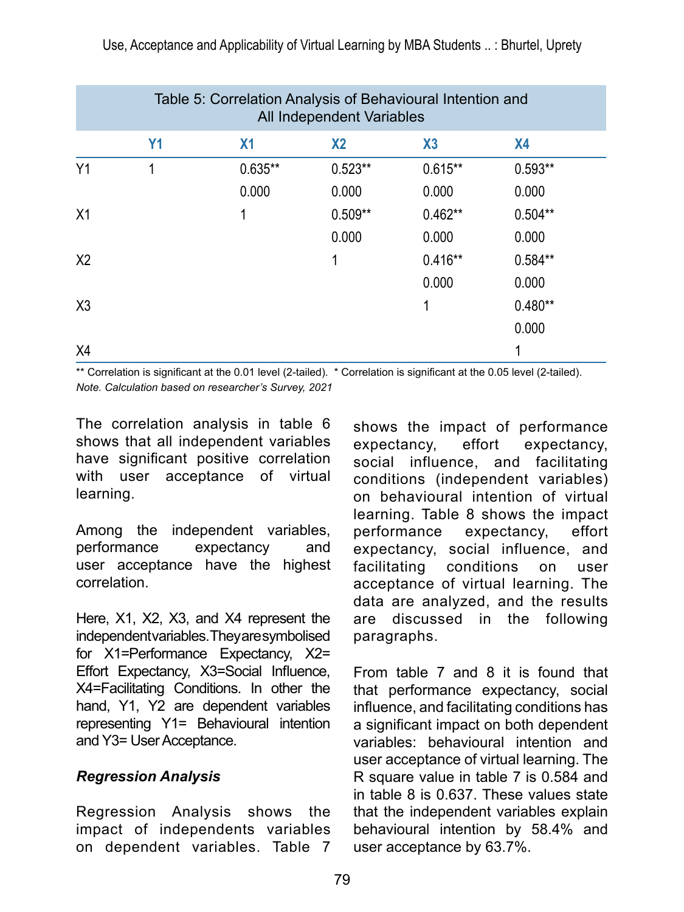Table 5: Correlation Analysis of Behavioural Intention and All Independent Variables

| | Y1 | X1 | X2 | X3 | X4 |
|---|---|---|---|---|---|
| Y1 | 1 | 0.635** | 0.523** | 0.615** | 0.593** |
| | | 0.000 | 0.000 | 0.000 | 0.000 |
| X1 | | 1 | 0.509** | 0.462** | 0.504** |
| | | | 0.000 | 0.000 | 0.000 |
| X2 | | | 1 | 0.416** | 0.584** |
| | | | | 0.000 | 0.000 |
| X3 | | | | 1 | 0.480** |
| | | | | | 0.000 |
| X4 | | | | | 1 |

** Correlation is significant at the 0.01 level (2-tailed). * Correlation is significant at the 0.05 level (2-tailed).
*Note. Calculation based on researcher's Survey, 2021*

The correlation analysis in table 6 shows that all independent variables have significant positive correlation with user acceptance of virtual learning.

Among the independent variables, performance expectancy and user acceptance have the highest correlation.

Here, X1, X2, X3, and X4 represent the independent variables. They are symbolised for X1=Performance Expectancy, X2= Effort Expectancy, X3=Social Influence, X4=Facilitating Conditions. In other the hand, Y1, Y2 are dependent variables representing Y1= Behavioural intention and Y3= User Acceptance.

***Regression Analysis***

Regression Analysis shows the impact of independents variables on dependent variables. Table 7 shows the impact of performance expectancy, effort expectancy, social influence, and facilitating conditions (independent variables) on behavioural intention of virtual learning. Table 8 shows the impact performance expectancy, effort expectancy, social influence, and facilitating conditions on user acceptance of virtual learning. The data are analyzed, and the results are discussed in the following paragraphs.

From table 7 and 8 it is found that that performance expectancy, social influence, and facilitating conditions has a significant impact on both dependent variables: behavioural intention and user acceptance of virtual learning. The R square value in table 7 is 0.584 and in table 8 is 0.637. These values state that the independent variables explain behavioural intention by 58.4% and user acceptance by 63.7%.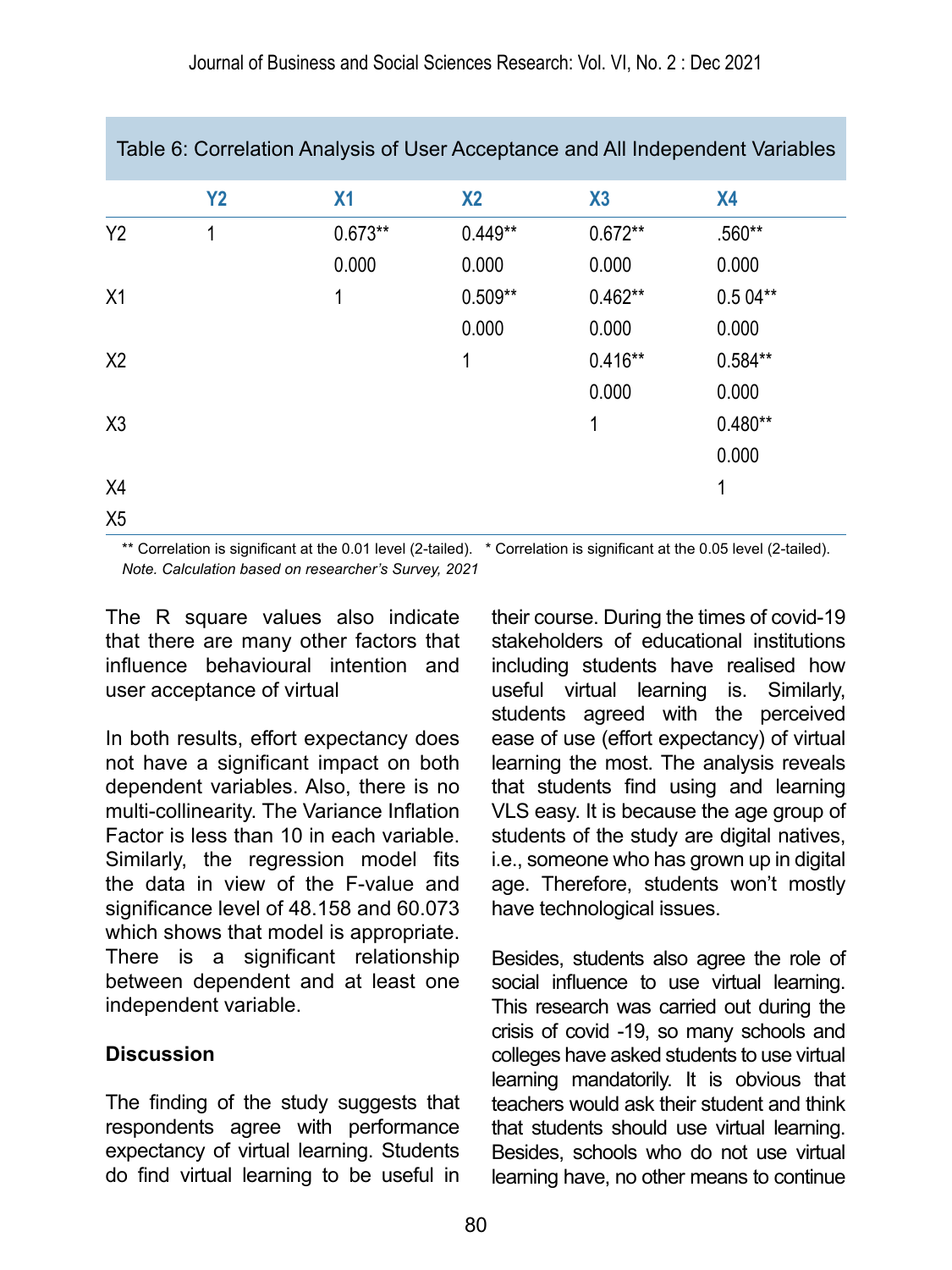Table 6: Correlation Analysis of User Acceptance and All Independent Variables

| | Y2 | X1 | X2 | X3 | X4 |
|---|---|---|---|---|---|
| Y2 | 1 | 0.673** | 0.449** | 0.672** | .560** |
| | | 0.000 | 0.000 | 0.000 | 0.000 |
| X1 | | 1 | 0.509** | 0.462** | 0.5 04** |
| | | | 0.000 | 0.000 | 0.000 |
| X2 | | | 1 | 0.416** | 0.584** |
| | | | | 0.000 | 0.000 |
| X3 | | | | 1 | 0.480** |
| | | | | | 0.000 |
| X4 | | | | | 1 |
| X5 | | | | | |

** Correlation is significant at the 0.01 level (2-tailed). * Correlation is significant at the 0.05 level (2-tailed).
*Note. Calculation based on researcher's Survey, 2021*

The R square values also indicate that there are many other factors that influence behavioural intention and user acceptance of virtual

In both results, effort expectancy does not have a significant impact on both dependent variables. Also, there is no multi-collinearity. The Variance Inflation Factor is less than 10 in each variable. Similarly, the regression model fits the data in view of the F-value and significance level of 48.158 and 60.073 which shows that model is appropriate. There is a significant relationship between dependent and at least one independent variable.

## Discussion

The finding of the study suggests that respondents agree with performance expectancy of virtual learning. Students do find virtual learning to be useful in their course. During the times of covid-19 stakeholders of educational institutions including students have realised how useful virtual learning is. Similarly, students agreed with the perceived ease of use (effort expectancy) of virtual learning the most. The analysis reveals that students find using and learning VLS easy. It is because the age group of students of the study are digital natives, i.e., someone who has grown up in digital age. Therefore, students won't mostly have technological issues.

Besides, students also agree the role of social influence to use virtual learning. This research was carried out during the crisis of covid -19, so many schools and colleges have asked students to use virtual learning mandatorily. It is obvious that teachers would ask their student and think that students should use virtual learning. Besides, schools who do not use virtual learning have, no other means to continue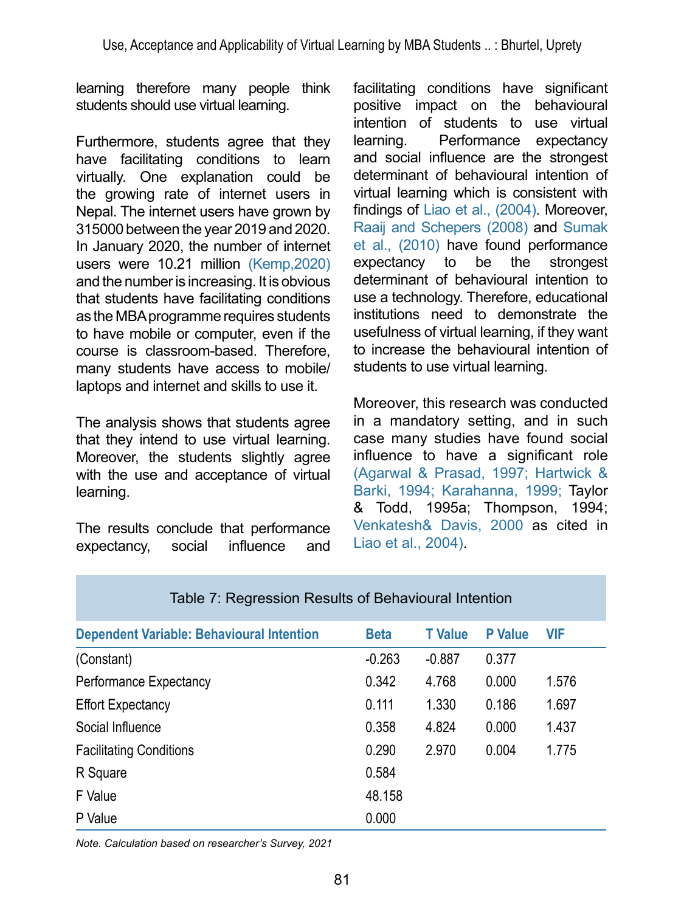learning therefore many people think students should use virtual learning.

Furthermore, students agree that they have facilitating conditions to learn virtually. One explanation could be the growing rate of internet users in Nepal. The internet users have grown by 315000 between the year 2019 and 2020. In January 2020, the number of internet users were 10.21 million (Kemp,2020) and the number is increasing. It is obvious that students have facilitating conditions as the MBA programme requires students to have mobile or computer, even if the course is classroom-based. Therefore, many students have access to mobile/laptops and internet and skills to use it.

The analysis shows that students agree that they intend to use virtual learning. Moreover, the students slightly agree with the use and acceptance of virtual learning.

The results conclude that performance expectancy, social influence and facilitating conditions have significant positive impact on the behavioural intention of students to use virtual learning. Performance expectancy and social influence are the strongest determinant of behavioural intention of virtual learning which is consistent with findings of Liao et al., (2004). Moreover, Raaij and Schepers (2008) and Sumak et al., (2010) have found performance expectancy to be the strongest determinant of behavioural intention to use a technology. Therefore, educational institutions need to demonstrate the usefulness of virtual learning, if they want to increase the behavioural intention of students to use virtual learning.

Moreover, this research was conducted in a mandatory setting, and in such case many studies have found social influence to have a significant role (Agarwal & Prasad, 1997; Hartwick & Barki, 1994; Karahanna, 1999; Taylor & Todd, 1995a; Thompson, 1994; Venkatesh& Davis, 2000 as cited in Liao et al., 2004).

Table 7: Regression Results of Behavioural Intention

| Dependent Variable: Behavioural Intention | Beta | T Value | P Value | VIF |
|---|---|---|---|---|
| (Constant) | -0.263 | -0.887 | 0.377 | |
| Performance Expectancy | 0.342 | 4.768 | 0.000 | 1.576 |
| Effort Expectancy | 0.111 | 1.330 | 0.186 | 1.697 |
| Social Influence | 0.358 | 4.824 | 0.000 | 1.437 |
| Facilitating Conditions | 0.290 | 2.970 | 0.004 | 1.775 |
| R Square | 0.584 | | | |
| F Value | 48.158 | | | |
| P Value | 0.000 | | | |

*Note. Calculation based on researcher's Survey, 2021*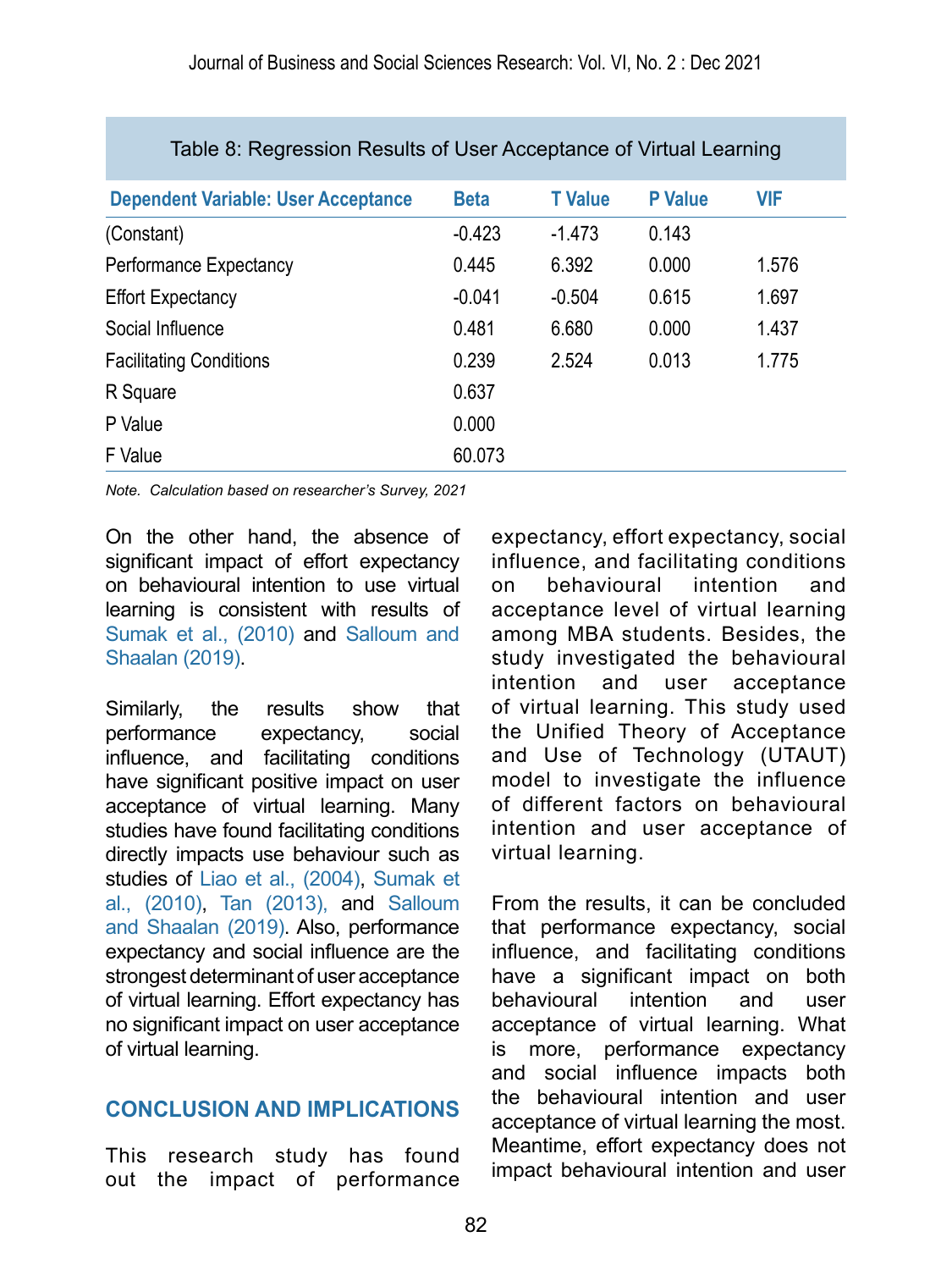Table 8: Regression Results of User Acceptance of Virtual Learning

| Dependent Variable: User Acceptance | Beta | T Value | P Value | VIF |
|---|---|---|---|---|
| (Constant) | -0.423 | -1.473 | 0.143 | |
| Performance Expectancy | 0.445 | 6.392 | 0.000 | 1.576 |
| Effort Expectancy | -0.041 | -0.504 | 0.615 | 1.697 |
| Social Influence | 0.481 | 6.680 | 0.000 | 1.437 |
| Facilitating Conditions | 0.239 | 2.524 | 0.013 | 1.775 |
| R Square | 0.637 | | | |
| P Value | 0.000 | | | |
| F Value | 60.073 | | | |

*Note. Calculation based on researcher's Survey, 2021*

On the other hand, the absence of significant impact of effort expectancy on behavioural intention to use virtual learning is consistent with results of Sumak et al., (2010) and Salloum and Shaalan (2019).

Similarly, the results show that performance expectancy, social influence, and facilitating conditions have significant positive impact on user acceptance of virtual learning. Many studies have found facilitating conditions directly impacts use behaviour such as studies of Liao et al., (2004), Sumak et al., (2010), Tan (2013), and Salloum and Shaalan (2019). Also, performance expectancy and social influence are the strongest determinant of user acceptance of virtual learning. Effort expectancy has no significant impact on user acceptance of virtual learning.

## CONCLUSION AND IMPLICATIONS

This research study has found out the impact of performance expectancy, effort expectancy, social influence, and facilitating conditions on behavioural intention and acceptance level of virtual learning among MBA students. Besides, the study investigated the behavioural intention and user acceptance of virtual learning. This study used the Unified Theory of Acceptance and Use of Technology (UTAUT) model to investigate the influence of different factors on behavioural intention and user acceptance of virtual learning.

From the results, it can be concluded that performance expectancy, social influence, and facilitating conditions have a significant impact on both behavioural intention and user acceptance of virtual learning. What is more, performance expectancy and social influence impacts both the behavioural intention and user acceptance of virtual learning the most. Meantime, effort expectancy does not impact behavioural intention and user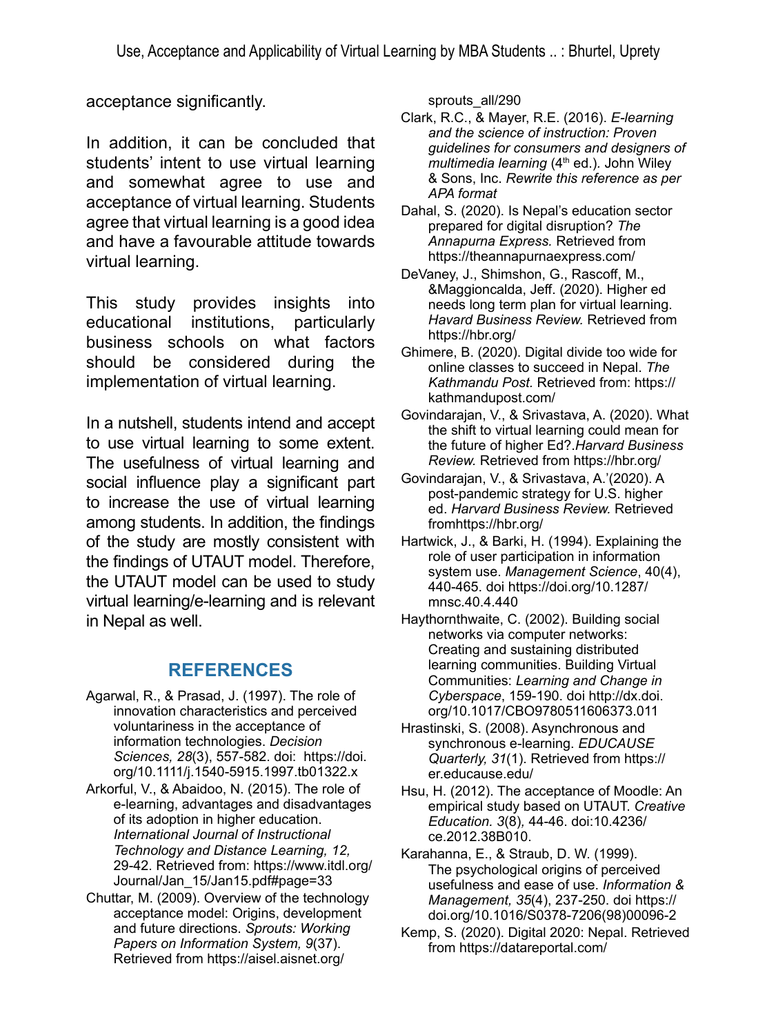acceptance significantly.

In addition, it can be concluded that students' intent to use virtual learning and somewhat agree to use and acceptance of virtual learning. Students agree that virtual learning is a good idea and have a favourable attitude towards virtual learning.

This study provides insights into educational institutions, particularly business schools on what factors should be considered during the implementation of virtual learning.

In a nutshell, students intend and accept to use virtual learning to some extent. The usefulness of virtual learning and social influence play a significant part to increase the use of virtual learning among students. In addition, the findings of the study are mostly consistent with the findings of UTAUT model. Therefore, the UTAUT model can be used to study virtual learning/e-learning and is relevant in Nepal as well.

## REFERENCES

Agarwal, R., & Prasad, J. (1997). The role of innovation characteristics and perceived voluntariness in the acceptance of information technologies. *Decision Sciences, 28*(3), 557-582. doi: https://doi.org/10.1111/j.1540-5915.1997.tb01322.x

Arkorful, V., & Abaidoo, N. (2015). The role of e-learning, advantages and disadvantages of its adoption in higher education. *International Journal of Instructional Technology and Distance Learning, 12,* 29-42. Retrieved from: https://www.itdl.org/Journal/Jan_15/Jan15.pdf#page=33

Chuttar, M. (2009). Overview of the technology acceptance model: Origins, development and future directions. *Sprouts: Working Papers on Information System, 9*(37). Retrieved from https://aisel.aisnet.org/sprouts_all/290

Clark, R.C., & Mayer, R.E. (2016). *E-learning and the science of instruction: Proven guidelines for consumers and designers of multimedia learning* (4th ed.). John Wiley & Sons, Inc. *Rewrite this reference as per APA format*

Dahal, S. (2020). Is Nepal's education sector prepared for digital disruption? *The Annapurna Express.* Retrieved from https://theannapurnaexpress.com/

DeVaney, J., Shimshon, G., Rascoff, M., &Maggioncalda, Jeff. (2020). Higher ed needs long term plan for virtual learning. *Havard Business Review.* Retrieved from https://hbr.org/

Ghimere, B. (2020). Digital divide too wide for online classes to succeed in Nepal. *The Kathmandu Post.* Retrieved from: https://kathmandupost.com/

Govindarajan, V., & Srivastava, A. (2020). What the shift to virtual learning could mean for the future of higher Ed?.*Harvard Business Review.* Retrieved from https://hbr.org/

Govindarajan, V., & Srivastava, A.'(2020). A post-pandemic strategy for U.S. higher ed. *Harvard Business Review.* Retrieved fromhttps://hbr.org/

Hartwick, J., & Barki, H. (1994). Explaining the role of user participation in information system use. *Management Science*, 40(4), 440-465. doi https://doi.org/10.1287/mnsc.40.4.440

Haythornthwaite, C. (2002). Building social networks via computer networks: Creating and sustaining distributed learning communities. Building Virtual Communities: *Learning and Change in Cyberspace*, 159-190. doi http://dx.doi.org/10.1017/CBO9780511606373.011

Hrastinski, S. (2008). Asynchronous and synchronous e-learning. *EDUCAUSE Quarterly, 31*(1). Retrieved from https://er.educause.edu/

Hsu, H. (2012). The acceptance of Moodle: An empirical study based on UTAUT. *Creative Education. 3*(8)*,* 44-46. doi:10.4236/ce.2012.38B010.

Karahanna, E., & Straub, D. W. (1999). The psychological origins of perceived usefulness and ease of use. *Information & Management, 35*(4), 237-250. doi https://doi.org/10.1016/S0378-7206(98)00096-2

Kemp, S. (2020). Digital 2020: Nepal. Retrieved from https://datareportal.com/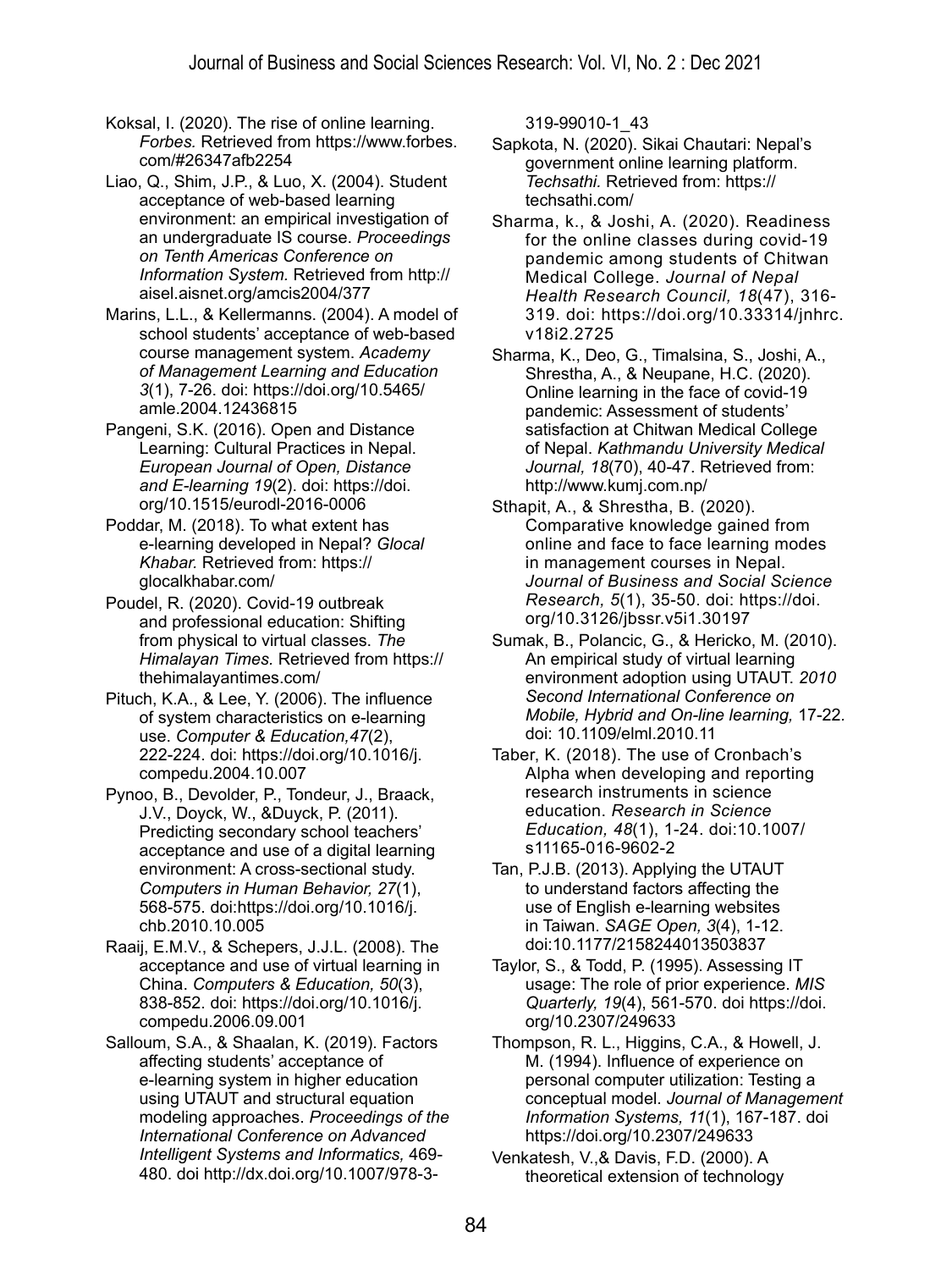Koksal, I. (2020). The rise of online learning. *Forbes.* Retrieved from https://www.forbes.com/#26347afb2254

Liao, Q., Shim, J.P., & Luo, X. (2004). Student acceptance of web-based learning environment: an empirical investigation of an undergraduate IS course. *Proceedings on Tenth Americas Conference on Information System.* Retrieved from http://aisel.aisnet.org/amcis2004/377

Marins, L.L., & Kellermanns. (2004). A model of school students' acceptance of web-based course management system. *Academy of Management Learning and Education 3*(1), 7-26. doi: https://doi.org/10.5465/amle.2004.12436815

Pangeni, S.K. (2016). Open and Distance Learning: Cultural Practices in Nepal. *European Journal of Open, Distance and E-learning 19*(2). doi: https://doi.org/10.1515/eurodl-2016-0006

Poddar, M. (2018). To what extent has e-learning developed in Nepal? *Glocal Khabar.* Retrieved from: https://glocalkhabar.com/

Poudel, R. (2020). Covid-19 outbreak and professional education: Shifting from physical to virtual classes. *The Himalayan Times.* Retrieved from https://thehimalayantimes.com/

Pituch, K.A., & Lee, Y. (2006). The influence of system characteristics on e-learning use. *Computer & Education,47*(2), 222-224. doi: https://doi.org/10.1016/j.compedu.2004.10.007

Pynoo, B., Devolder, P., Tondeur, J., Braack, J.V., Doyck, W., &Duyck, P. (2011). Predicting secondary school teachers' acceptance and use of a digital learning environment: A cross-sectional study. *Computers in Human Behavior, 27*(1), 568-575. doi:https://doi.org/10.1016/j.chb.2010.10.005

Raaij, E.M.V., & Schepers, J.J.L. (2008). The acceptance and use of virtual learning in China. *Computers & Education, 50*(3), 838-852. doi: https://doi.org/10.1016/j.compedu.2006.09.001

Salloum, S.A., & Shaalan, K. (2019). Factors affecting students' acceptance of e-learning system in higher education using UTAUT and structural equation modeling approaches. *Proceedings of the International Conference on Advanced Intelligent Systems and Informatics,* 469-480. doi http://dx.doi.org/10.1007/978-3-319-99010-1_43

Sapkota, N. (2020). Sikai Chautari: Nepal's government online learning platform. *Techsathi.* Retrieved from: https://techsathi.com/

Sharma, k., & Joshi, A. (2020). Readiness for the online classes during covid-19 pandemic among students of Chitwan Medical College. *Journal of Nepal Health Research Council, 18*(47), 316-319. doi: https://doi.org/10.33314/jnhrc.v18i2.2725

Sharma, K., Deo, G., Timalsina, S., Joshi, A., Shrestha, A., & Neupane, H.C. (2020). Online learning in the face of covid-19 pandemic: Assessment of students' satisfaction at Chitwan Medical College of Nepal. *Kathmandu University Medical Journal, 18*(70), 40-47. Retrieved from: http://www.kumj.com.np/

Sthapit, A., & Shrestha, B. (2020). Comparative knowledge gained from online and face to face learning modes in management courses in Nepal. *Journal of Business and Social Science Research, 5*(1), 35-50. doi: https://doi.org/10.3126/jbssr.v5i1.30197

Sumak, B., Polancic, G., & Hericko, M. (2010). An empirical study of virtual learning environment adoption using UTAUT. *2010 Second International Conference on Mobile, Hybrid and On-line learning,* 17-22. doi: 10.1109/elml.2010.11

Taber, K. (2018). The use of Cronbach's Alpha when developing and reporting research instruments in science education. *Research in Science Education, 48*(1), 1-24. doi:10.1007/s11165-016-9602-2

Tan, P.J.B. (2013). Applying the UTAUT to understand factors affecting the use of English e-learning websites in Taiwan. *SAGE Open, 3*(4), 1-12. doi:10.1177/2158244013503837

Taylor, S., & Todd, P. (1995). Assessing IT usage: The role of prior experience. *MIS Quarterly, 19*(4), 561-570. doi https://doi.org/10.2307/249633

Thompson, R. L., Higgins, C.A., & Howell, J. M. (1994). Influence of experience on personal computer utilization: Testing a conceptual model. *Journal of Management Information Systems, 11*(1), 167-187. doi https://doi.org/10.2307/249633

Venkatesh, V.,& Davis, F.D. (2000). A theoretical extension of technology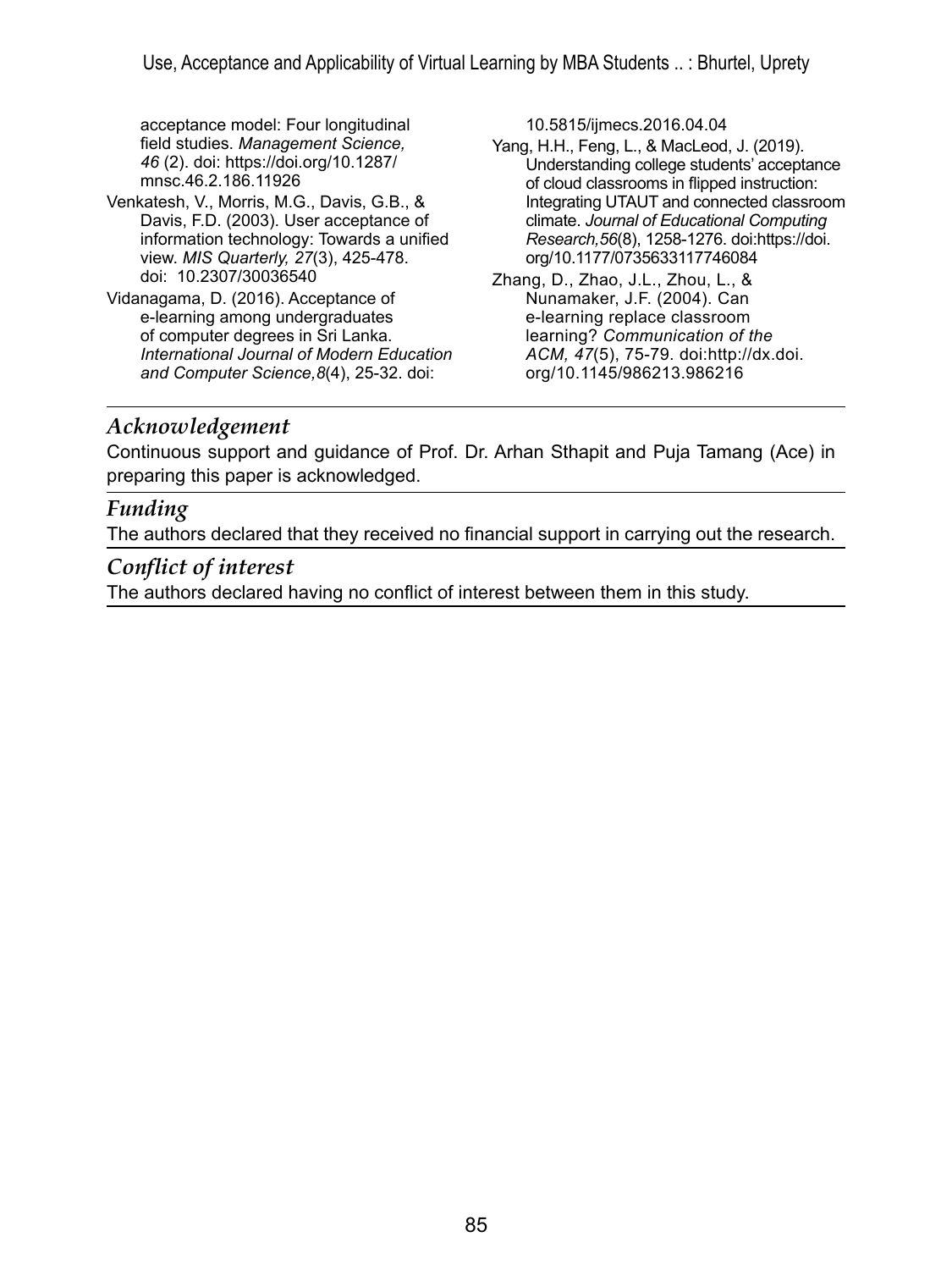acceptance model: Four longitudinal field studies. *Management Science, 46* (2). doi: https://doi.org/10.1287/mnsc.46.2.186.11926

Venkatesh, V., Morris, M.G., Davis, G.B., & Davis, F.D. (2003). User acceptance of information technology: Towards a unified view. *MIS Quarterly, 27*(3), 425-478. doi: 10.2307/30036540

Vidanagama, D. (2016). Acceptance of e-learning among undergraduates of computer degrees in Sri Lanka. *International Journal of Modern Education and Computer Science,8*(4), 25-32. doi: 10.5815/ijmecs.2016.04.04

Yang, H.H., Feng, L., & MacLeod, J. (2019). Understanding college students' acceptance of cloud classrooms in flipped instruction: Integrating UTAUT and connected classroom climate. *Journal of Educational Computing Research,56*(8), 1258-1276. doi:https://doi.org/10.1177/0735633117746084

Zhang, D., Zhao, J.L., Zhou, L., & Nunamaker, J.F. (2004). Can e-learning replace classroom learning? *Communication of the ACM, 47*(5), 75-79. doi:http://dx.doi.org/10.1145/986213.986216

## *Acknowledgement*

Continuous support and guidance of Prof. Dr. Arhan Sthapit and Puja Tamang (Ace) in preparing this paper is acknowledged.

## *Funding*

The authors declared that they received no financial support in carrying out the research.

## *Conflict of interest*

The authors declared having no conflict of interest between them in this study.